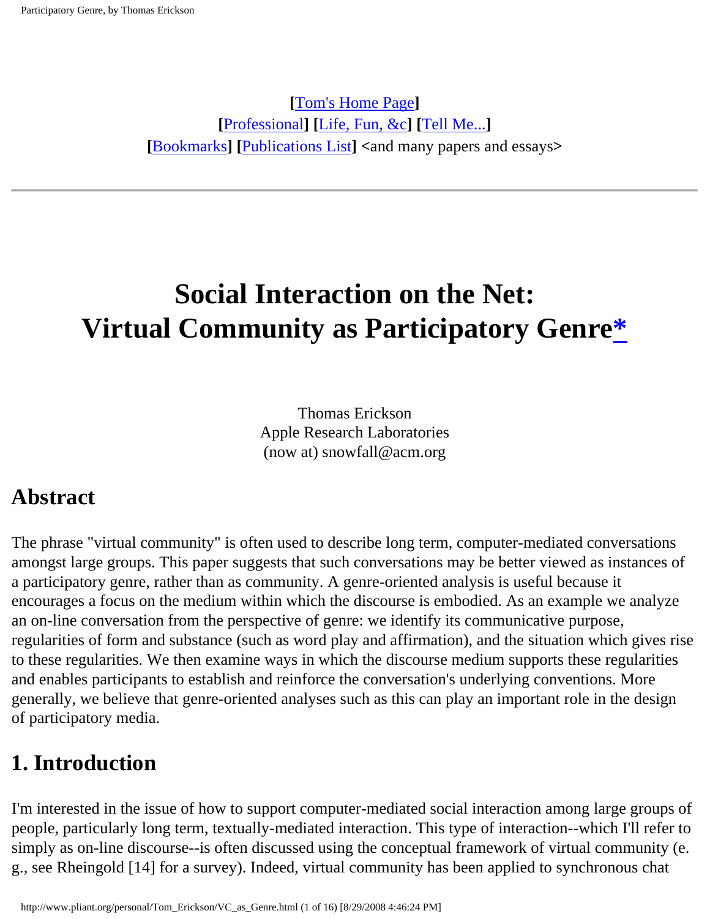**[**Tom's Home Page**]**
**[**Professional**]** **[**Life, Fun, &c**]** **[**Tell Me...**]**
**[**Bookmarks**]** **[**Publications List**]** **<and many papers and essays>**

---

# Social Interaction on the Net: Virtual Community as Participatory Genre*

Thomas Erickson
Apple Research Laboratories
(now at) snowfall@acm.org

## Abstract

The phrase "virtual community" is often used to describe long term, computer-mediated conversations amongst large groups. This paper suggests that such conversations may be better viewed as instances of a participatory genre, rather than as community. A genre-oriented analysis is useful because it encourages a focus on the medium within which the discourse is embodied. As an example we analyze an on-line conversation from the perspective of genre: we identify its communicative purpose, regularities of form and substance (such as word play and affirmation), and the situation which gives rise to these regularities. We then examine ways in which the discourse medium supports these regularities and enables participants to establish and reinforce the conversation's underlying conventions. More generally, we believe that genre-oriented analyses such as this can play an important role in the design of participatory media.

## 1. Introduction

I'm interested in the issue of how to support computer-mediated social interaction among large groups of people, particularly long term, textually-mediated interaction. This type of interaction--which I'll refer to simply as on-line discourse--is often discussed using the conceptual framework of virtual community (e. g., see Rheingold [14] for a survey). Indeed, virtual community has been applied to synchronous chat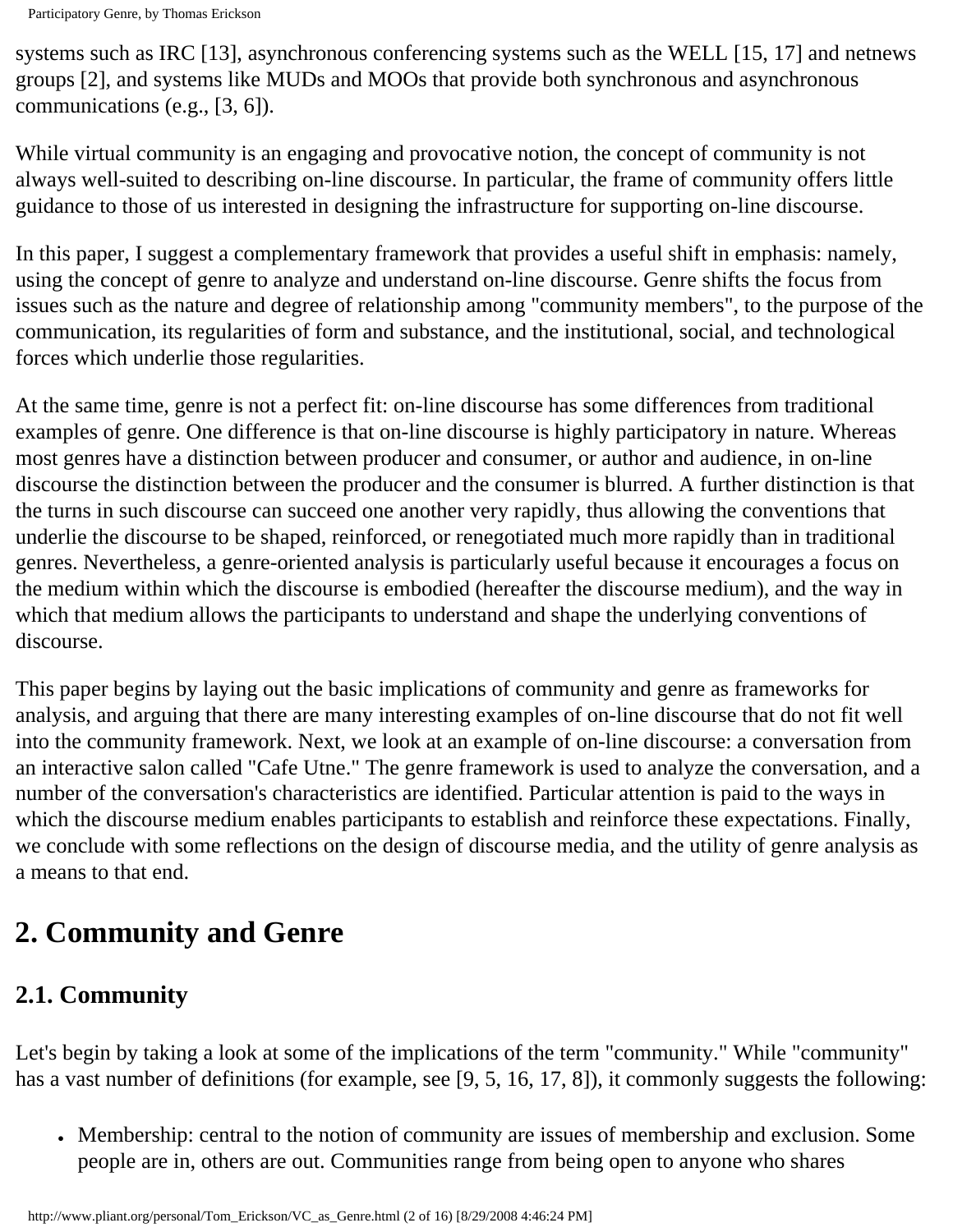systems such as IRC [13], asynchronous conferencing systems such as the WELL [15, 17] and netnews groups [2], and systems like MUDs and MOOs that provide both synchronous and asynchronous communications (e.g., [3, 6]).

While virtual community is an engaging and provocative notion, the concept of community is not always well-suited to describing on-line discourse. In particular, the frame of community offers little guidance to those of us interested in designing the infrastructure for supporting on-line discourse.

In this paper, I suggest a complementary framework that provides a useful shift in emphasis: namely, using the concept of genre to analyze and understand on-line discourse. Genre shifts the focus from issues such as the nature and degree of relationship among "community members", to the purpose of the communication, its regularities of form and substance, and the institutional, social, and technological forces which underlie those regularities.

At the same time, genre is not a perfect fit: on-line discourse has some differences from traditional examples of genre. One difference is that on-line discourse is highly participatory in nature. Whereas most genres have a distinction between producer and consumer, or author and audience, in on-line discourse the distinction between the producer and the consumer is blurred. A further distinction is that the turns in such discourse can succeed one another very rapidly, thus allowing the conventions that underlie the discourse to be shaped, reinforced, or renegotiated much more rapidly than in traditional genres. Nevertheless, a genre-oriented analysis is particularly useful because it encourages a focus on the medium within which the discourse is embodied (hereafter the discourse medium), and the way in which that medium allows the participants to understand and shape the underlying conventions of discourse.

This paper begins by laying out the basic implications of community and genre as frameworks for analysis, and arguing that there are many interesting examples of on-line discourse that do not fit well into the community framework. Next, we look at an example of on-line discourse: a conversation from an interactive salon called "Cafe Utne." The genre framework is used to analyze the conversation, and a number of the conversation's characteristics are identified. Particular attention is paid to the ways in which the discourse medium enables participants to establish and reinforce these expectations. Finally, we conclude with some reflections on the design of discourse media, and the utility of genre analysis as a means to that end.

## 2. Community and Genre

### 2.1. Community

Let's begin by taking a look at some of the implications of the term "community." While "community" has a vast number of definitions (for example, see [9, 5, 16, 17, 8]), it commonly suggests the following:

- Membership: central to the notion of community are issues of membership and exclusion. Some people are in, others are out. Communities range from being open to anyone who shares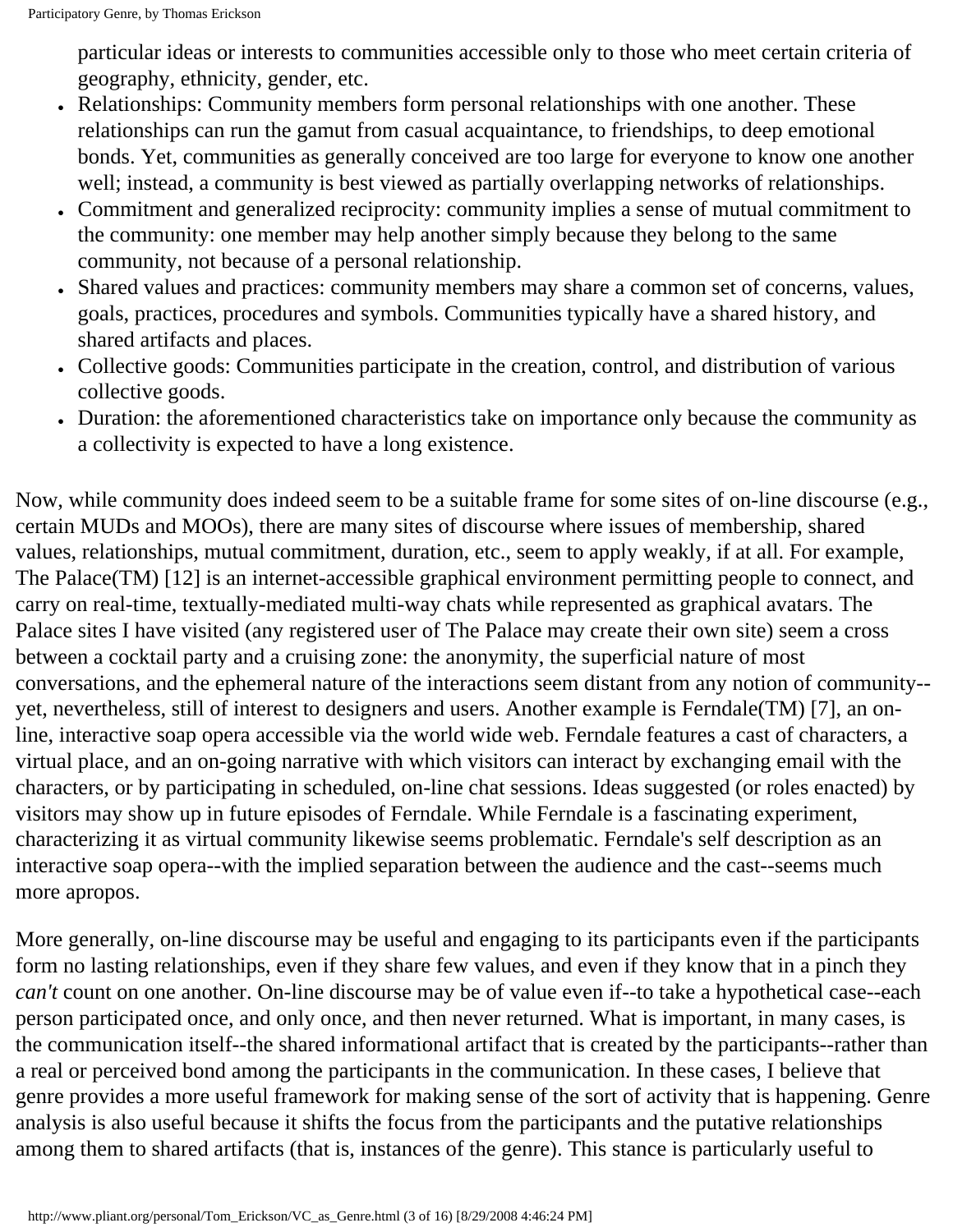particular ideas or interests to communities accessible only to those who meet certain criteria of geography, ethnicity, gender, etc.

- Relationships: Community members form personal relationships with one another. These relationships can run the gamut from casual acquaintance, to friendships, to deep emotional bonds. Yet, communities as generally conceived are too large for everyone to know one another well; instead, a community is best viewed as partially overlapping networks of relationships.
- Commitment and generalized reciprocity: community implies a sense of mutual commitment to the community: one member may help another simply because they belong to the same community, not because of a personal relationship.
- Shared values and practices: community members may share a common set of concerns, values, goals, practices, procedures and symbols. Communities typically have a shared history, and shared artifacts and places.
- Collective goods: Communities participate in the creation, control, and distribution of various collective goods.
- Duration: the aforementioned characteristics take on importance only because the community as a collectivity is expected to have a long existence.

Now, while community does indeed seem to be a suitable frame for some sites of on-line discourse (e.g., certain MUDs and MOOs), there are many sites of discourse where issues of membership, shared values, relationships, mutual commitment, duration, etc., seem to apply weakly, if at all. For example, The Palace(TM) [12] is an internet-accessible graphical environment permitting people to connect, and carry on real-time, textually-mediated multi-way chats while represented as graphical avatars. The Palace sites I have visited (any registered user of The Palace may create their own site) seem a cross between a cocktail party and a cruising zone: the anonymity, the superficial nature of most conversations, and the ephemeral nature of the interactions seem distant from any notion of community--yet, nevertheless, still of interest to designers and users. Another example is Ferndale(TM) [7], an on-line, interactive soap opera accessible via the world wide web. Ferndale features a cast of characters, a virtual place, and an on-going narrative with which visitors can interact by exchanging email with the characters, or by participating in scheduled, on-line chat sessions. Ideas suggested (or roles enacted) by visitors may show up in future episodes of Ferndale. While Ferndale is a fascinating experiment, characterizing it as virtual community likewise seems problematic. Ferndale's self description as an interactive soap opera--with the implied separation between the audience and the cast--seems much more apropos.

More generally, on-line discourse may be useful and engaging to its participants even if the participants form no lasting relationships, even if they share few values, and even if they know that in a pinch they *can't* count on one another. On-line discourse may be of value even if--to take a hypothetical case--each person participated once, and only once, and then never returned. What is important, in many cases, is the communication itself--the shared informational artifact that is created by the participants--rather than a real or perceived bond among the participants in the communication. In these cases, I believe that genre provides a more useful framework for making sense of the sort of activity that is happening. Genre analysis is also useful because it shifts the focus from the participants and the putative relationships among them to shared artifacts (that is, instances of the genre). This stance is particularly useful to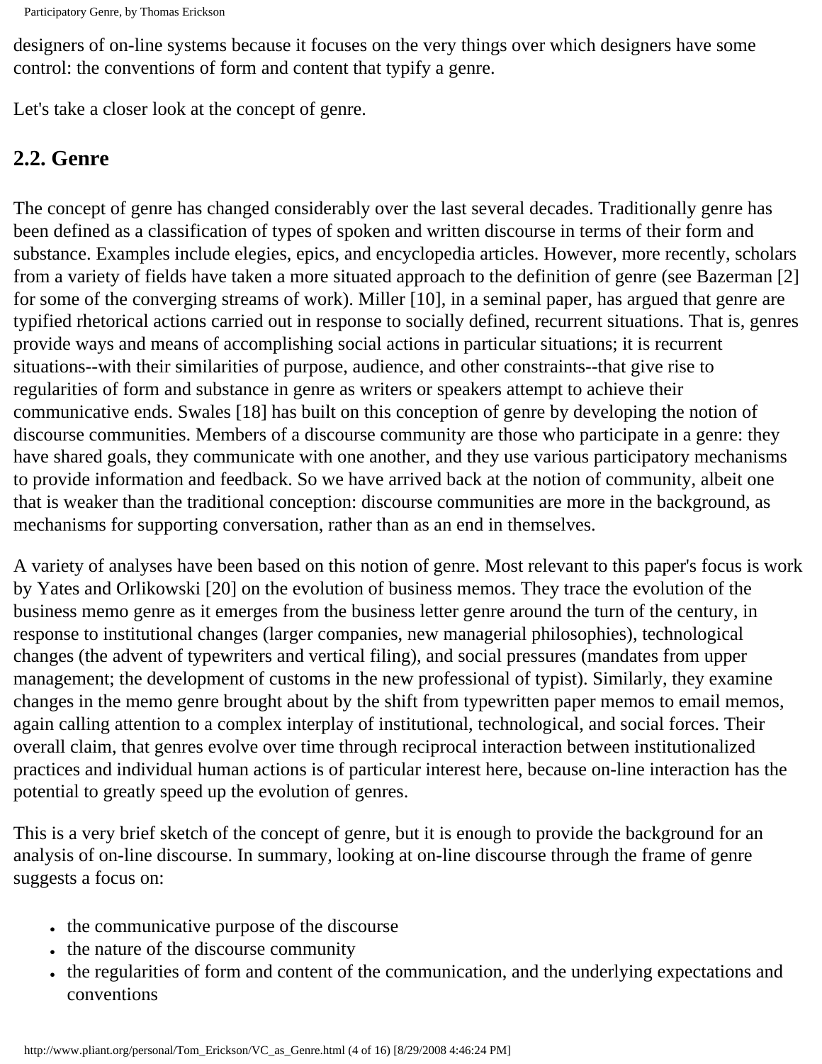designers of on-line systems because it focuses on the very things over which designers have some control: the conventions of form and content that typify a genre.

Let's take a closer look at the concept of genre.

## 2.2. Genre

The concept of genre has changed considerably over the last several decades. Traditionally genre has been defined as a classification of types of spoken and written discourse in terms of their form and substance. Examples include elegies, epics, and encyclopedia articles. However, more recently, scholars from a variety of fields have taken a more situated approach to the definition of genre (see Bazerman [2] for some of the converging streams of work). Miller [10], in a seminal paper, has argued that genre are typified rhetorical actions carried out in response to socially defined, recurrent situations. That is, genres provide ways and means of accomplishing social actions in particular situations; it is recurrent situations--with their similarities of purpose, audience, and other constraints--that give rise to regularities of form and substance in genre as writers or speakers attempt to achieve their communicative ends. Swales [18] has built on this conception of genre by developing the notion of discourse communities. Members of a discourse community are those who participate in a genre: they have shared goals, they communicate with one another, and they use various participatory mechanisms to provide information and feedback. So we have arrived back at the notion of community, albeit one that is weaker than the traditional conception: discourse communities are more in the background, as mechanisms for supporting conversation, rather than as an end in themselves.

A variety of analyses have been based on this notion of genre. Most relevant to this paper's focus is work by Yates and Orlikowski [20] on the evolution of business memos. They trace the evolution of the business memo genre as it emerges from the business letter genre around the turn of the century, in response to institutional changes (larger companies, new managerial philosophies), technological changes (the advent of typewriters and vertical filing), and social pressures (mandates from upper management; the development of customs in the new professional of typist). Similarly, they examine changes in the memo genre brought about by the shift from typewritten paper memos to email memos, again calling attention to a complex interplay of institutional, technological, and social forces. Their overall claim, that genres evolve over time through reciprocal interaction between institutionalized practices and individual human actions is of particular interest here, because on-line interaction has the potential to greatly speed up the evolution of genres.

This is a very brief sketch of the concept of genre, but it is enough to provide the background for an analysis of on-line discourse. In summary, looking at on-line discourse through the frame of genre suggests a focus on:

- the communicative purpose of the discourse
- the nature of the discourse community
- the regularities of form and content of the communication, and the underlying expectations and conventions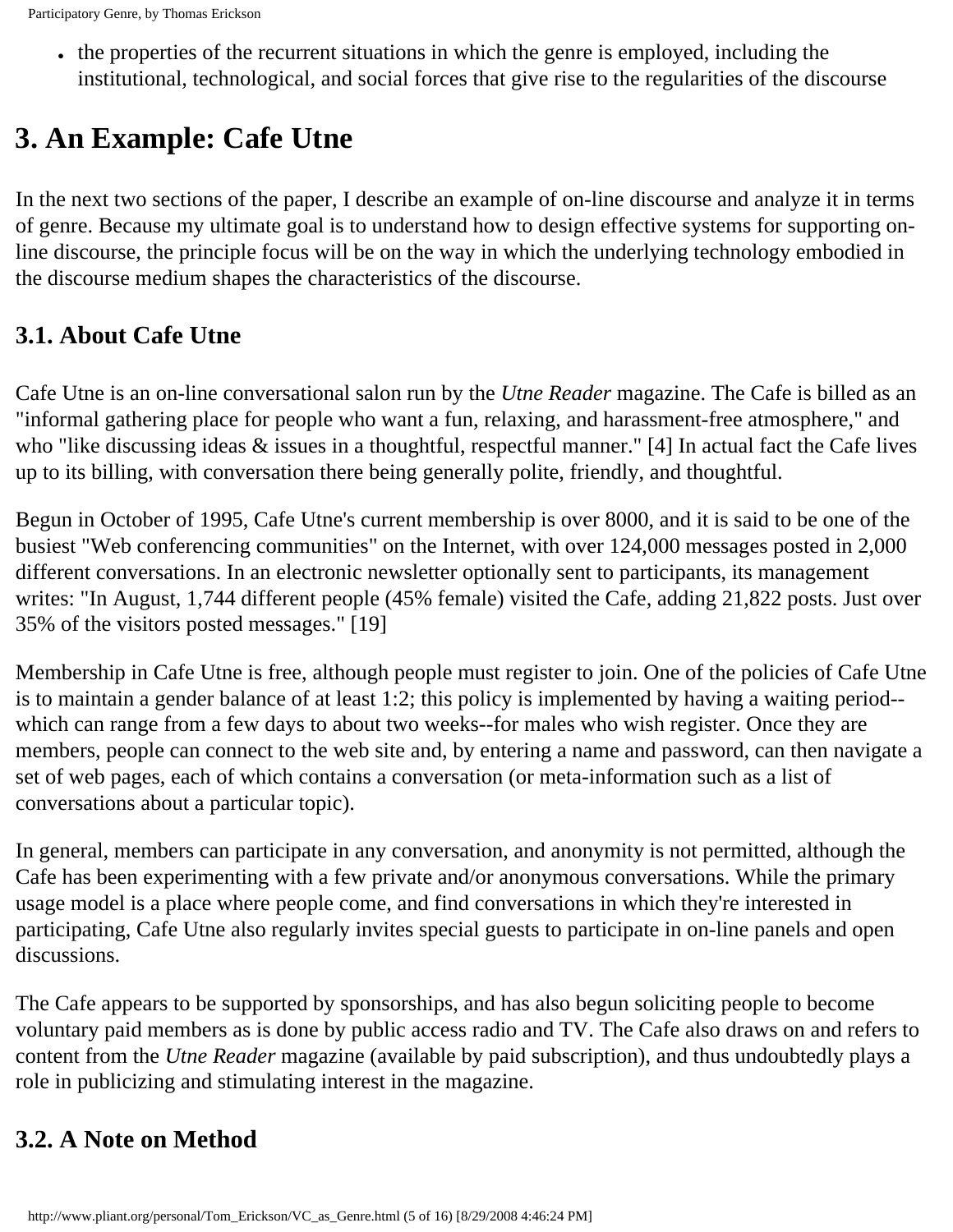- the properties of the recurrent situations in which the genre is employed, including the institutional, technological, and social forces that give rise to the regularities of the discourse

## 3. An Example: Cafe Utne

In the next two sections of the paper, I describe an example of on-line discourse and analyze it in terms of genre. Because my ultimate goal is to understand how to design effective systems for supporting on-line discourse, the principle focus will be on the way in which the underlying technology embodied in the discourse medium shapes the characteristics of the discourse.

### 3.1. About Cafe Utne

Cafe Utne is an on-line conversational salon run by the *Utne Reader* magazine. The Cafe is billed as an "informal gathering place for people who want a fun, relaxing, and harassment-free atmosphere," and who "like discussing ideas & issues in a thoughtful, respectful manner." [4] In actual fact the Cafe lives up to its billing, with conversation there being generally polite, friendly, and thoughtful.

Begun in October of 1995, Cafe Utne's current membership is over 8000, and it is said to be one of the busiest "Web conferencing communities" on the Internet, with over 124,000 messages posted in 2,000 different conversations. In an electronic newsletter optionally sent to participants, its management writes: "In August, 1,744 different people (45% female) visited the Cafe, adding 21,822 posts. Just over 35% of the visitors posted messages." [19]

Membership in Cafe Utne is free, although people must register to join. One of the policies of Cafe Utne is to maintain a gender balance of at least 1:2; this policy is implemented by having a waiting period--which can range from a few days to about two weeks--for males who wish register. Once they are members, people can connect to the web site and, by entering a name and password, can then navigate a set of web pages, each of which contains a conversation (or meta-information such as a list of conversations about a particular topic).

In general, members can participate in any conversation, and anonymity is not permitted, although the Cafe has been experimenting with a few private and/or anonymous conversations. While the primary usage model is a place where people come, and find conversations in which they're interested in participating, Cafe Utne also regularly invites special guests to participate in on-line panels and open discussions.

The Cafe appears to be supported by sponsorships, and has also begun soliciting people to become voluntary paid members as is done by public access radio and TV. The Cafe also draws on and refers to content from the *Utne Reader* magazine (available by paid subscription), and thus undoubtedly plays a role in publicizing and stimulating interest in the magazine.

### 3.2. A Note on Method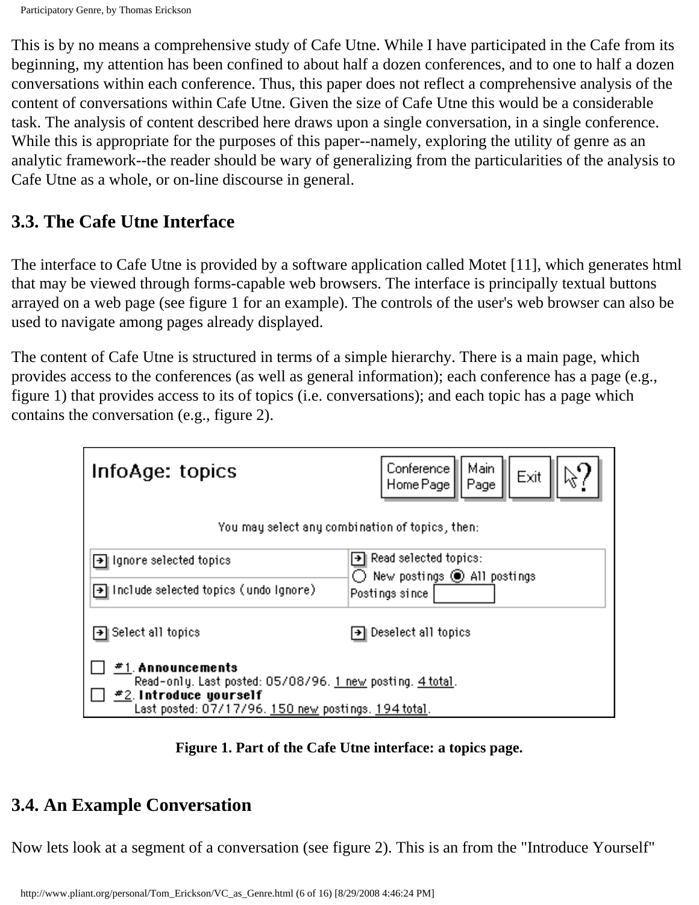This is by no means a comprehensive study of Cafe Utne. While I have participated in the Cafe from its beginning, my attention has been confined to about half a dozen conferences, and to one to half a dozen conversations within each conference. Thus, this paper does not reflect a comprehensive analysis of the content of conversations within Cafe Utne. Given the size of Cafe Utne this would be a considerable task. The analysis of content described here draws upon a single conversation, in a single conference. While this is appropriate for the purposes of this paper--namely, exploring the utility of genre as an analytic framework--the reader should be wary of generalizing from the particularities of the analysis to Cafe Utne as a whole, or on-line discourse in general.

## 3.3. The Cafe Utne Interface

The interface to Cafe Utne is provided by a software application called Motet [11], which generates html that may be viewed through forms-capable web browsers. The interface is principally textual buttons arrayed on a web page (see figure 1 for an example). The controls of the user's web browser can also be used to navigate among pages already displayed.

The content of Cafe Utne is structured in terms of a simple hierarchy. There is a main page, which provides access to the conferences (as well as general information); each conference has a page (e.g., figure 1) that provides access to its of topics (i.e. conversations); and each topic has a page which contains the conversation (e.g., figure 2).

**Figure 1. Part of the Cafe Utne interface: a topics page.**

## 3.4. An Example Conversation

Now lets look at a segment of a conversation (see figure 2). This is an from the "Introduce Yourself"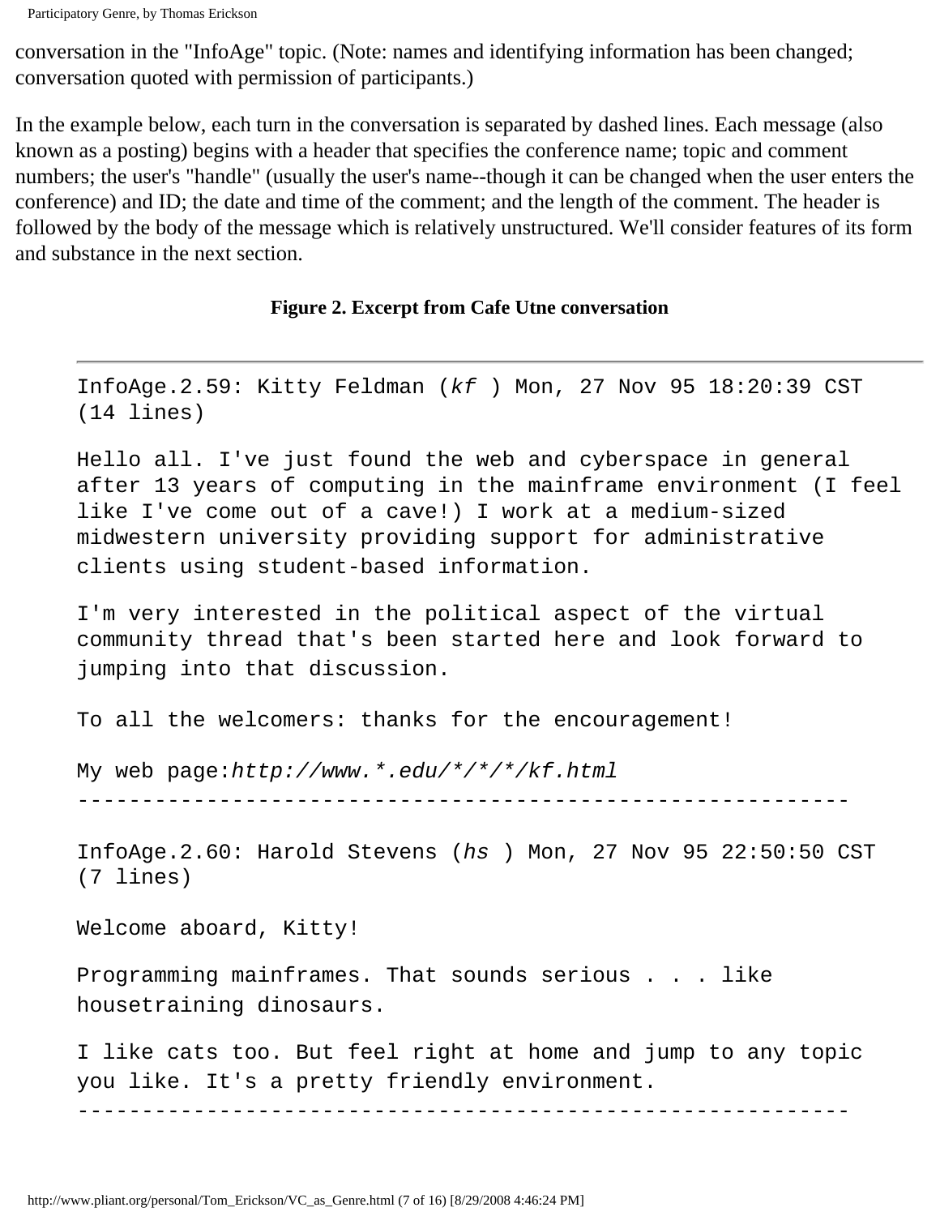conversation in the "InfoAge" topic. (Note: names and identifying information has been changed; conversation quoted with permission of participants.)

In the example below, each turn in the conversation is separated by dashed lines. Each message (also known as a posting) begins with a header that specifies the conference name; topic and comment numbers; the user's "handle" (usually the user's name--though it can be changed when the user enters the conference) and ID; the date and time of the comment; and the length of the comment. The header is followed by the body of the message which is relatively unstructured. We'll consider features of its form and substance in the next section.

**Figure 2. Excerpt from Cafe Utne conversation**

---

```
InfoAge.2.59: Kitty Feldman (kf ) Mon, 27 Nov 95 18:20:39 CST
(14 lines)

Hello all. I've just found the web and cyberspace in general
after 13 years of computing in the mainframe environment (I feel
like I've come out of a cave!) I work at a medium-sized
midwestern university providing support for administrative
clients using student-based information.

I'm very interested in the political aspect of the virtual
community thread that's been started here and look forward to
jumping into that discussion.

To all the welcomers: thanks for the encouragement!

My web page:http://www.*.edu/*/*/*/kf.html
------------------------------------------------------------

InfoAge.2.60: Harold Stevens (hs ) Mon, 27 Nov 95 22:50:50 CST
(7 lines)

Welcome aboard, Kitty!

Programming mainframes. That sounds serious . . . like
housetraining dinosaurs.

I like cats too. But feel right at home and jump to any topic
you like. It's a pretty friendly environment.
------------------------------------------------------------
```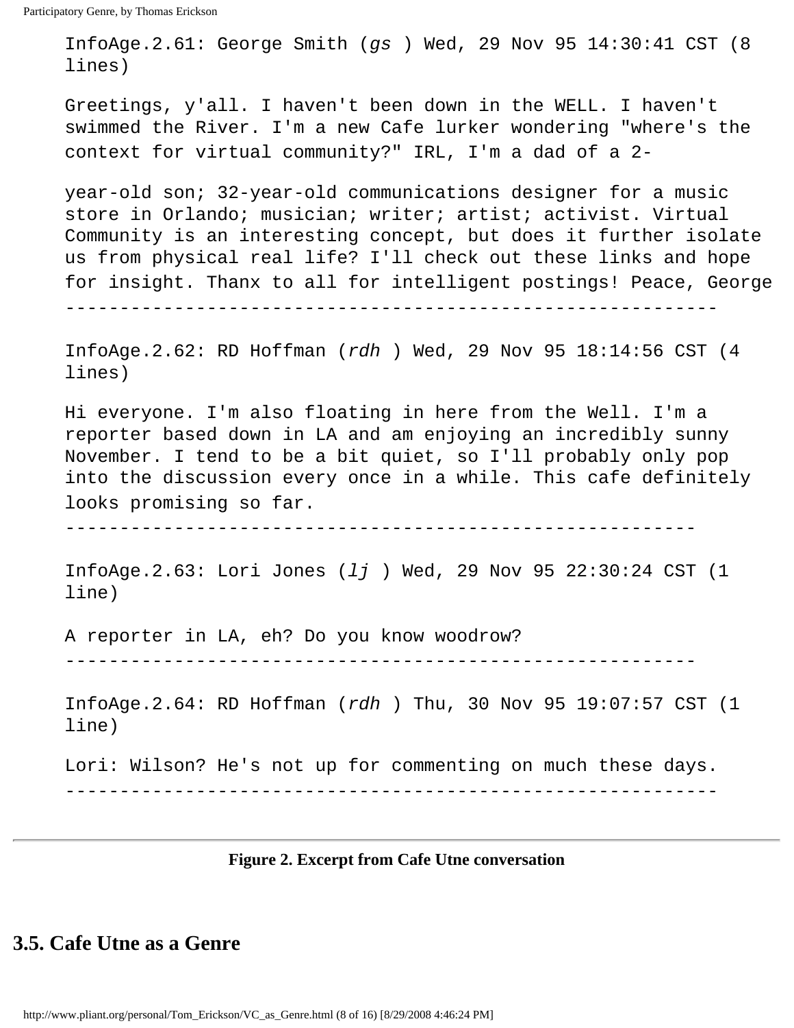```
InfoAge.2.61: George Smith (gs ) Wed, 29 Nov 95 14:30:41 CST (8 lines)

Greetings, y'all. I haven't been down in the WELL. I haven't swimmed the River. I'm a new Cafe lurker wondering "where's the context for virtual community?" IRL, I'm a dad of a 2-

year-old son; 32-year-old communications designer for a music store in Orlando; musician; writer; artist; activist. Virtual Community is an interesting concept, but does it further isolate us from physical real life? I'll check out these links and hope for insight. Thanx to all for intelligent postings! Peace, George
------------------------------------------------------------

InfoAge.2.62: RD Hoffman (rdh ) Wed, 29 Nov 95 18:14:56 CST (4 lines)

Hi everyone. I'm also floating in here from the Well. I'm a reporter based down in LA and am enjoying an incredibly sunny November. I tend to be a bit quiet, so I'll probably only pop into the discussion every once in a while. This cafe definitely looks promising so far.
----------------------------------------------------------

InfoAge.2.63: Lori Jones (lj ) Wed, 29 Nov 95 22:30:24 CST (1 line)

A reporter in LA, eh? Do you know woodrow?
----------------------------------------------------------

InfoAge.2.64: RD Hoffman (rdh ) Thu, 30 Nov 95 19:07:57 CST (1 line)

Lori: Wilson? He's not up for commenting on much these days.
------------------------------------------------------------
```

**Figure 2. Excerpt from Cafe Utne conversation**

## 3.5. Cafe Utne as a Genre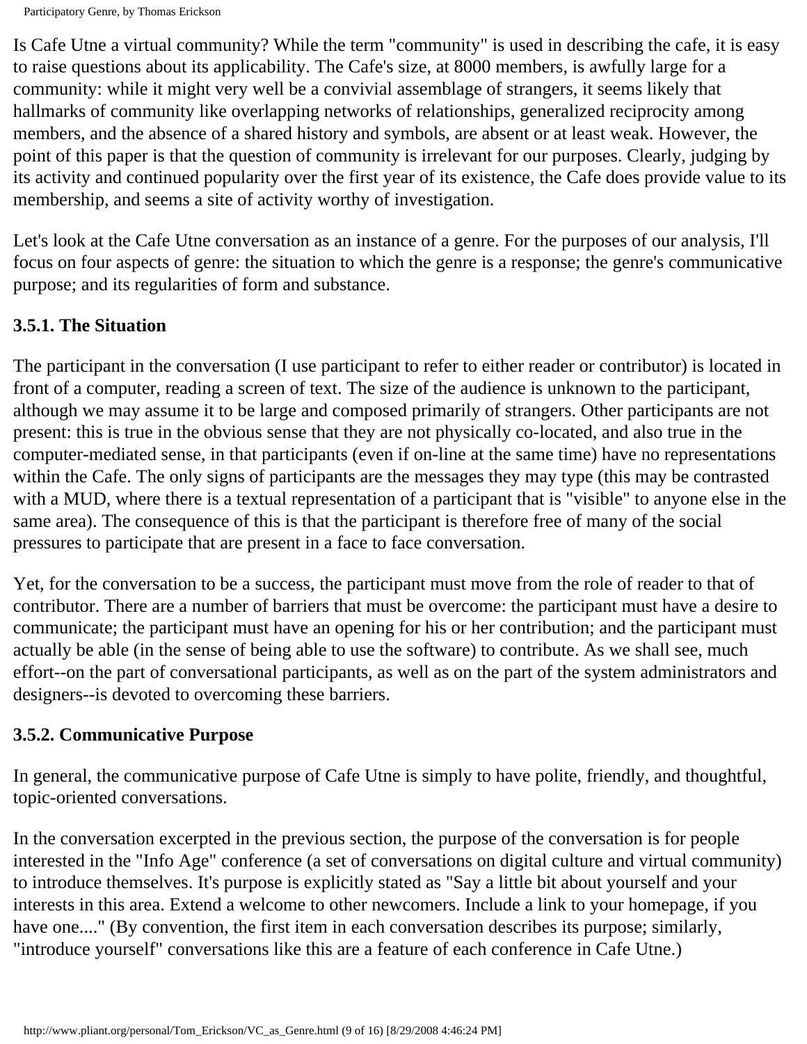Is Cafe Utne a virtual community? While the term "community" is used in describing the cafe, it is easy to raise questions about its applicability. The Cafe's size, at 8000 members, is awfully large for a community: while it might very well be a convivial assemblage of strangers, it seems likely that hallmarks of community like overlapping networks of relationships, generalized reciprocity among members, and the absence of a shared history and symbols, are absent or at least weak. However, the point of this paper is that the question of community is irrelevant for our purposes. Clearly, judging by its activity and continued popularity over the first year of its existence, the Cafe does provide value to its membership, and seems a site of activity worthy of investigation.

Let's look at the Cafe Utne conversation as an instance of a genre. For the purposes of our analysis, I'll focus on four aspects of genre: the situation to which the genre is a response; the genre's communicative purpose; and its regularities of form and substance.

### 3.5.1. The Situation

The participant in the conversation (I use participant to refer to either reader or contributor) is located in front of a computer, reading a screen of text. The size of the audience is unknown to the participant, although we may assume it to be large and composed primarily of strangers. Other participants are not present: this is true in the obvious sense that they are not physically co-located, and also true in the computer-mediated sense, in that participants (even if on-line at the same time) have no representations within the Cafe. The only signs of participants are the messages they may type (this may be contrasted with a MUD, where there is a textual representation of a participant that is "visible" to anyone else in the same area). The consequence of this is that the participant is therefore free of many of the social pressures to participate that are present in a face to face conversation.

Yet, for the conversation to be a success, the participant must move from the role of reader to that of contributor. There are a number of barriers that must be overcome: the participant must have a desire to communicate; the participant must have an opening for his or her contribution; and the participant must actually be able (in the sense of being able to use the software) to contribute. As we shall see, much effort--on the part of conversational participants, as well as on the part of the system administrators and designers--is devoted to overcoming these barriers.

### 3.5.2. Communicative Purpose

In general, the communicative purpose of Cafe Utne is simply to have polite, friendly, and thoughtful, topic-oriented conversations.

In the conversation excerpted in the previous section, the purpose of the conversation is for people interested in the "Info Age" conference (a set of conversations on digital culture and virtual community) to introduce themselves. It's purpose is explicitly stated as "Say a little bit about yourself and your interests in this area. Extend a welcome to other newcomers. Include a link to your homepage, if you have one...." (By convention, the first item in each conversation describes its purpose; similarly, "introduce yourself" conversations like this are a feature of each conference in Cafe Utne.)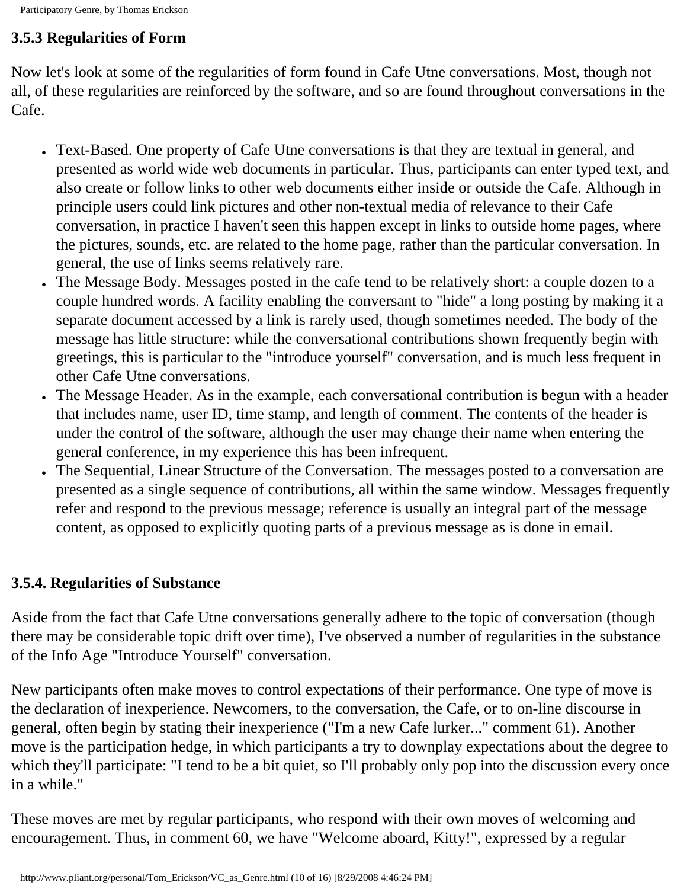### 3.5.3 Regularities of Form

Now let's look at some of the regularities of form found in Cafe Utne conversations. Most, though not all, of these regularities are reinforced by the software, and so are found throughout conversations in the Cafe.

- Text-Based. One property of Cafe Utne conversations is that they are textual in general, and presented as world wide web documents in particular. Thus, participants can enter typed text, and also create or follow links to other web documents either inside or outside the Cafe. Although in principle users could link pictures and other non-textual media of relevance to their Cafe conversation, in practice I haven't seen this happen except in links to outside home pages, where the pictures, sounds, etc. are related to the home page, rather than the particular conversation. In general, the use of links seems relatively rare.
- The Message Body. Messages posted in the cafe tend to be relatively short: a couple dozen to a couple hundred words. A facility enabling the conversant to "hide" a long posting by making it a separate document accessed by a link is rarely used, though sometimes needed. The body of the message has little structure: while the conversational contributions shown frequently begin with greetings, this is particular to the "introduce yourself" conversation, and is much less frequent in other Cafe Utne conversations.
- The Message Header. As in the example, each conversational contribution is begun with a header that includes name, user ID, time stamp, and length of comment. The contents of the header is under the control of the software, although the user may change their name when entering the general conference, in my experience this has been infrequent.
- The Sequential, Linear Structure of the Conversation. The messages posted to a conversation are presented as a single sequence of contributions, all within the same window. Messages frequently refer and respond to the previous message; reference is usually an integral part of the message content, as opposed to explicitly quoting parts of a previous message as is done in email.

### 3.5.4. Regularities of Substance

Aside from the fact that Cafe Utne conversations generally adhere to the topic of conversation (though there may be considerable topic drift over time), I've observed a number of regularities in the substance of the Info Age "Introduce Yourself" conversation.

New participants often make moves to control expectations of their performance. One type of move is the declaration of inexperience. Newcomers, to the conversation, the Cafe, or to on-line discourse in general, often begin by stating their inexperience ("I'm a new Cafe lurker..." comment 61). Another move is the participation hedge, in which participants a try to downplay expectations about the degree to which they'll participate: "I tend to be a bit quiet, so I'll probably only pop into the discussion every once in a while."

These moves are met by regular participants, who respond with their own moves of welcoming and encouragement. Thus, in comment 60, we have "Welcome aboard, Kitty!", expressed by a regular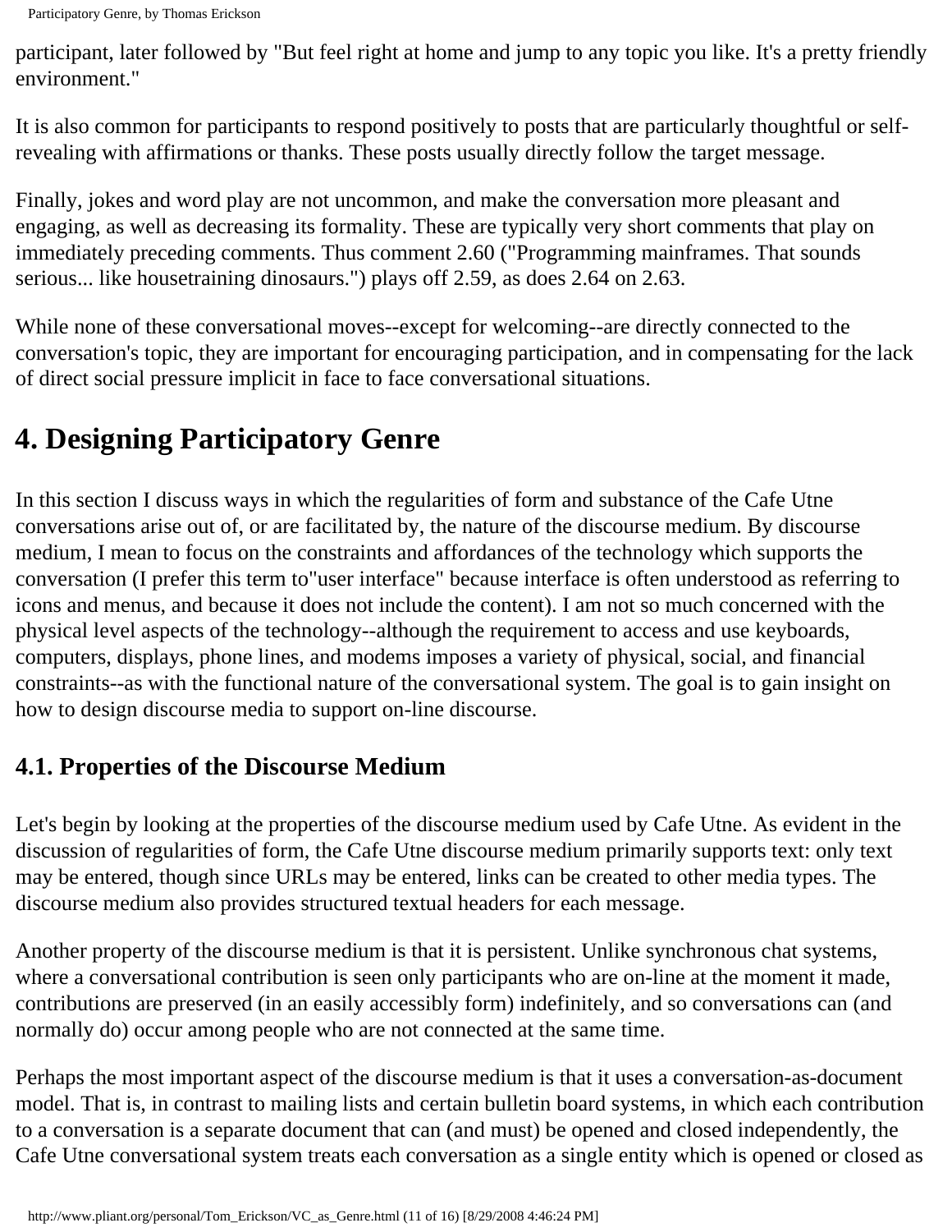participant, later followed by "But feel right at home and jump to any topic you like. It's a pretty friendly environment."

It is also common for participants to respond positively to posts that are particularly thoughtful or self-revealing with affirmations or thanks. These posts usually directly follow the target message.

Finally, jokes and word play are not uncommon, and make the conversation more pleasant and engaging, as well as decreasing its formality. These are typically very short comments that play on immediately preceding comments. Thus comment 2.60 ("Programming mainframes. That sounds serious... like housetraining dinosaurs.") plays off 2.59, as does 2.64 on 2.63.

While none of these conversational moves--except for welcoming--are directly connected to the conversation's topic, they are important for encouraging participation, and in compensating for the lack of direct social pressure implicit in face to face conversational situations.

# 4. Designing Participatory Genre

In this section I discuss ways in which the regularities of form and substance of the Cafe Utne conversations arise out of, or are facilitated by, the nature of the discourse medium. By discourse medium, I mean to focus on the constraints and affordances of the technology which supports the conversation (I prefer this term to"user interface" because interface is often understood as referring to icons and menus, and because it does not include the content). I am not so much concerned with the physical level aspects of the technology--although the requirement to access and use keyboards, computers, displays, phone lines, and modems imposes a variety of physical, social, and financial constraints--as with the functional nature of the conversational system. The goal is to gain insight on how to design discourse media to support on-line discourse.

## 4.1. Properties of the Discourse Medium

Let's begin by looking at the properties of the discourse medium used by Cafe Utne. As evident in the discussion of regularities of form, the Cafe Utne discourse medium primarily supports text: only text may be entered, though since URLs may be entered, links can be created to other media types. The discourse medium also provides structured textual headers for each message.

Another property of the discourse medium is that it is persistent. Unlike synchronous chat systems, where a conversational contribution is seen only participants who are on-line at the moment it made, contributions are preserved (in an easily accessibly form) indefinitely, and so conversations can (and normally do) occur among people who are not connected at the same time.

Perhaps the most important aspect of the discourse medium is that it uses a conversation-as-document model. That is, in contrast to mailing lists and certain bulletin board systems, in which each contribution to a conversation is a separate document that can (and must) be opened and closed independently, the Cafe Utne conversational system treats each conversation as a single entity which is opened or closed as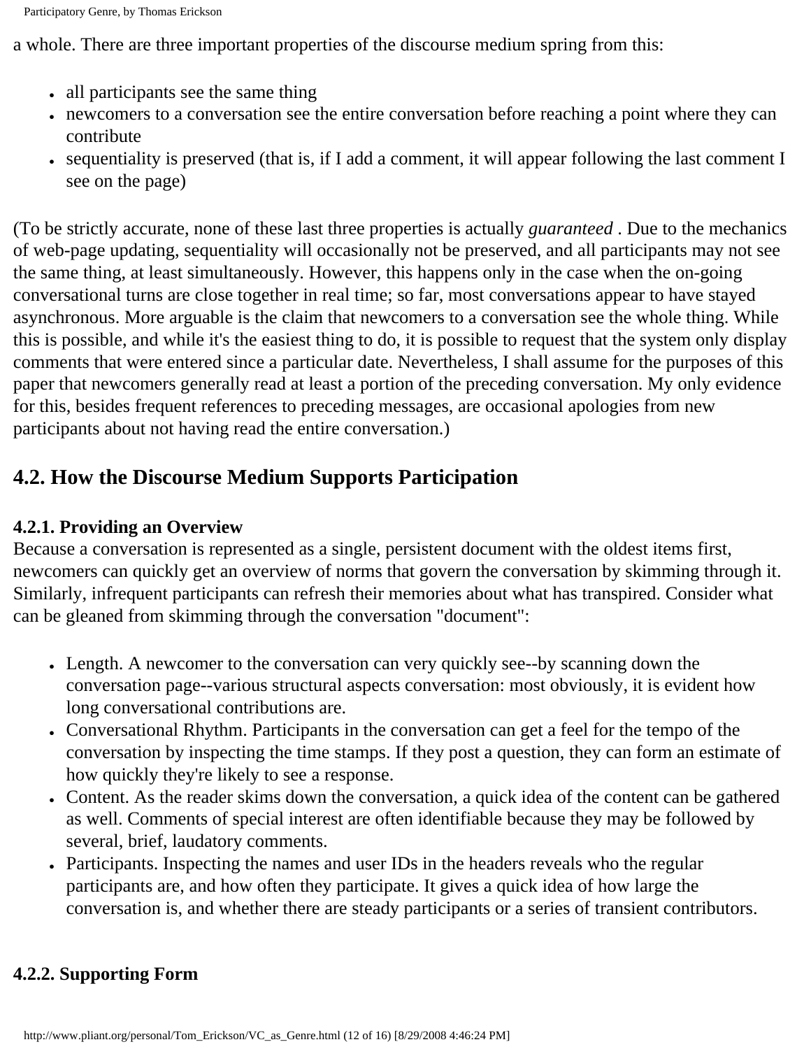a whole. There are three important properties of the discourse medium spring from this:

- all participants see the same thing
- newcomers to a conversation see the entire conversation before reaching a point where they can contribute
- sequentiality is preserved (that is, if I add a comment, it will appear following the last comment I see on the page)

(To be strictly accurate, none of these last three properties is actually *guaranteed* . Due to the mechanics of web-page updating, sequentiality will occasionally not be preserved, and all participants may not see the same thing, at least simultaneously. However, this happens only in the case when the on-going conversational turns are close together in real time; so far, most conversations appear to have stayed asynchronous. More arguable is the claim that newcomers to a conversation see the whole thing. While this is possible, and while it's the easiest thing to do, it is possible to request that the system only display comments that were entered since a particular date. Nevertheless, I shall assume for the purposes of this paper that newcomers generally read at least a portion of the preceding conversation. My only evidence for this, besides frequent references to preceding messages, are occasional apologies from new participants about not having read the entire conversation.)

## 4.2. How the Discourse Medium Supports Participation

### 4.2.1. Providing an Overview

Because a conversation is represented as a single, persistent document with the oldest items first, newcomers can quickly get an overview of norms that govern the conversation by skimming through it. Similarly, infrequent participants can refresh their memories about what has transpired. Consider what can be gleaned from skimming through the conversation "document":

- Length. A newcomer to the conversation can very quickly see--by scanning down the conversation page--various structural aspects conversation: most obviously, it is evident how long conversational contributions are.
- Conversational Rhythm. Participants in the conversation can get a feel for the tempo of the conversation by inspecting the time stamps. If they post a question, they can form an estimate of how quickly they're likely to see a response.
- Content. As the reader skims down the conversation, a quick idea of the content can be gathered as well. Comments of special interest are often identifiable because they may be followed by several, brief, laudatory comments.
- Participants. Inspecting the names and user IDs in the headers reveals who the regular participants are, and how often they participate. It gives a quick idea of how large the conversation is, and whether there are steady participants or a series of transient contributors.

### 4.2.2. Supporting Form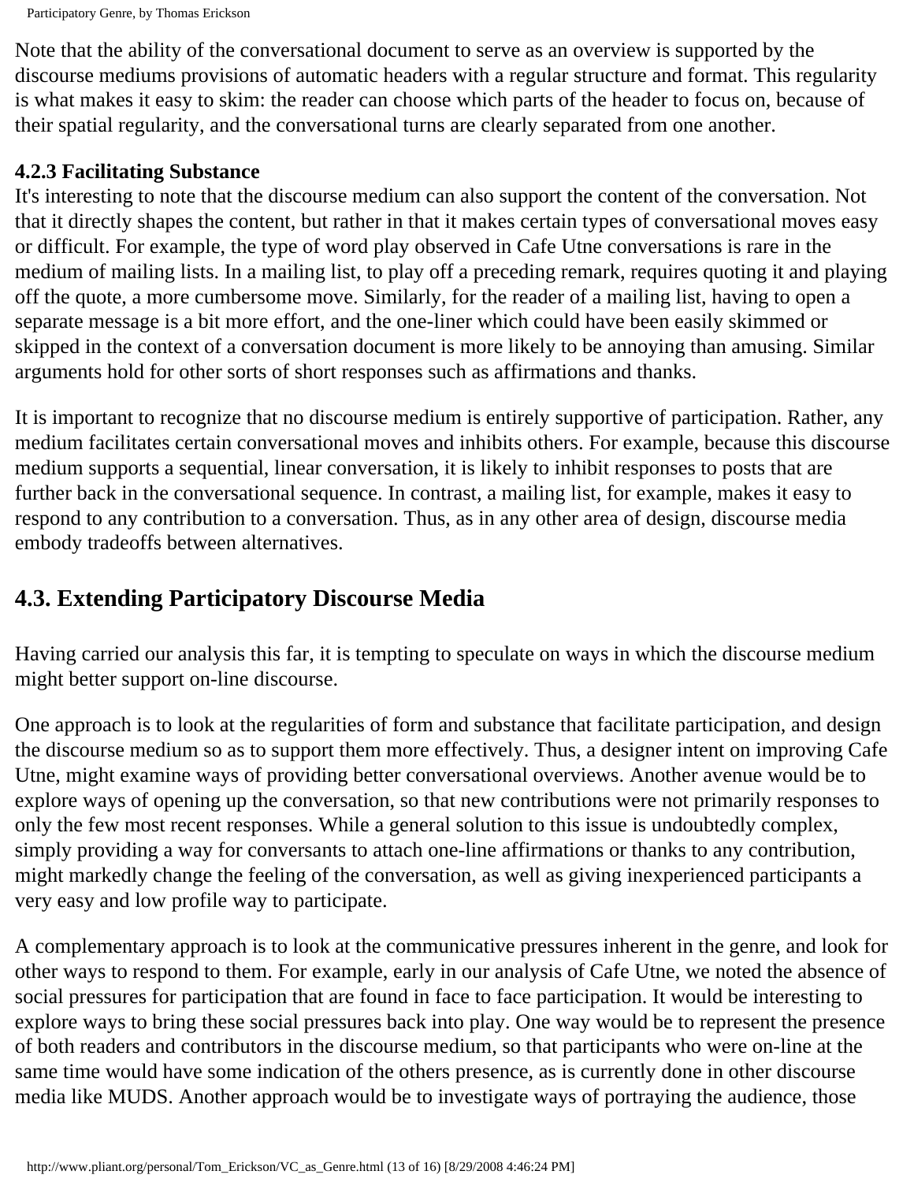Note that the ability of the conversational document to serve as an overview is supported by the discourse mediums provisions of automatic headers with a regular structure and format. This regularity is what makes it easy to skim: the reader can choose which parts of the header to focus on, because of their spatial regularity, and the conversational turns are clearly separated from one another.

**4.2.3 Facilitating Substance**

It's interesting to note that the discourse medium can also support the content of the conversation. Not that it directly shapes the content, but rather in that it makes certain types of conversational moves easy or difficult. For example, the type of word play observed in Cafe Utne conversations is rare in the medium of mailing lists. In a mailing list, to play off a preceding remark, requires quoting it and playing off the quote, a more cumbersome move. Similarly, for the reader of a mailing list, having to open a separate message is a bit more effort, and the one-liner which could have been easily skimmed or skipped in the context of a conversation document is more likely to be annoying than amusing. Similar arguments hold for other sorts of short responses such as affirmations and thanks.

It is important to recognize that no discourse medium is entirely supportive of participation. Rather, any medium facilitates certain conversational moves and inhibits others. For example, because this discourse medium supports a sequential, linear conversation, it is likely to inhibit responses to posts that are further back in the conversational sequence. In contrast, a mailing list, for example, makes it easy to respond to any contribution to a conversation. Thus, as in any other area of design, discourse media embody tradeoffs between alternatives.

## 4.3. Extending Participatory Discourse Media

Having carried our analysis this far, it is tempting to speculate on ways in which the discourse medium might better support on-line discourse.

One approach is to look at the regularities of form and substance that facilitate participation, and design the discourse medium so as to support them more effectively. Thus, a designer intent on improving Cafe Utne, might examine ways of providing better conversational overviews. Another avenue would be to explore ways of opening up the conversation, so that new contributions were not primarily responses to only the few most recent responses. While a general solution to this issue is undoubtedly complex, simply providing a way for conversants to attach one-line affirmations or thanks to any contribution, might markedly change the feeling of the conversation, as well as giving inexperienced participants a very easy and low profile way to participate.

A complementary approach is to look at the communicative pressures inherent in the genre, and look for other ways to respond to them. For example, early in our analysis of Cafe Utne, we noted the absence of social pressures for participation that are found in face to face participation. It would be interesting to explore ways to bring these social pressures back into play. One way would be to represent the presence of both readers and contributors in the discourse medium, so that participants who were on-line at the same time would have some indication of the others presence, as is currently done in other discourse media like MUDS. Another approach would be to investigate ways of portraying the audience, those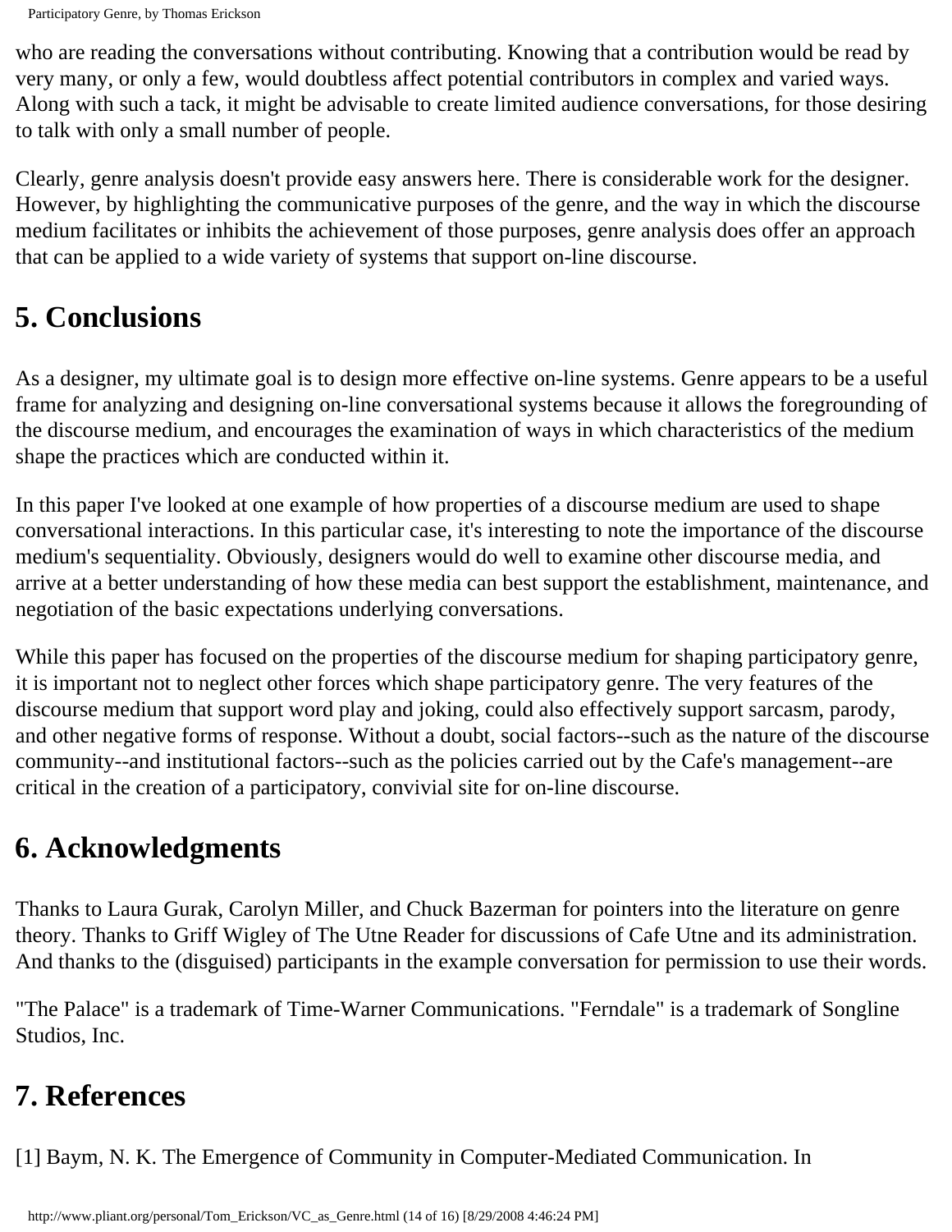who are reading the conversations without contributing. Knowing that a contribution would be read by very many, or only a few, would doubtless affect potential contributors in complex and varied ways. Along with such a tack, it might be advisable to create limited audience conversations, for those desiring to talk with only a small number of people.

Clearly, genre analysis doesn't provide easy answers here. There is considerable work for the designer. However, by highlighting the communicative purposes of the genre, and the way in which the discourse medium facilitates or inhibits the achievement of those purposes, genre analysis does offer an approach that can be applied to a wide variety of systems that support on-line discourse.

## 5. Conclusions

As a designer, my ultimate goal is to design more effective on-line systems. Genre appears to be a useful frame for analyzing and designing on-line conversational systems because it allows the foregrounding of the discourse medium, and encourages the examination of ways in which characteristics of the medium shape the practices which are conducted within it.

In this paper I've looked at one example of how properties of a discourse medium are used to shape conversational interactions. In this particular case, it's interesting to note the importance of the discourse medium's sequentiality. Obviously, designers would do well to examine other discourse media, and arrive at a better understanding of how these media can best support the establishment, maintenance, and negotiation of the basic expectations underlying conversations.

While this paper has focused on the properties of the discourse medium for shaping participatory genre, it is important not to neglect other forces which shape participatory genre. The very features of the discourse medium that support word play and joking, could also effectively support sarcasm, parody, and other negative forms of response. Without a doubt, social factors--such as the nature of the discourse community--and institutional factors--such as the policies carried out by the Cafe's management--are critical in the creation of a participatory, convivial site for on-line discourse.

## 6. Acknowledgments

Thanks to Laura Gurak, Carolyn Miller, and Chuck Bazerman for pointers into the literature on genre theory. Thanks to Griff Wigley of The Utne Reader for discussions of Cafe Utne and its administration. And thanks to the (disguised) participants in the example conversation for permission to use their words.

"The Palace" is a trademark of Time-Warner Communications. "Ferndale" is a trademark of Songline Studios, Inc.

## 7. References

[1] Baym, N. K. The Emergence of Community in Computer-Mediated Communication. In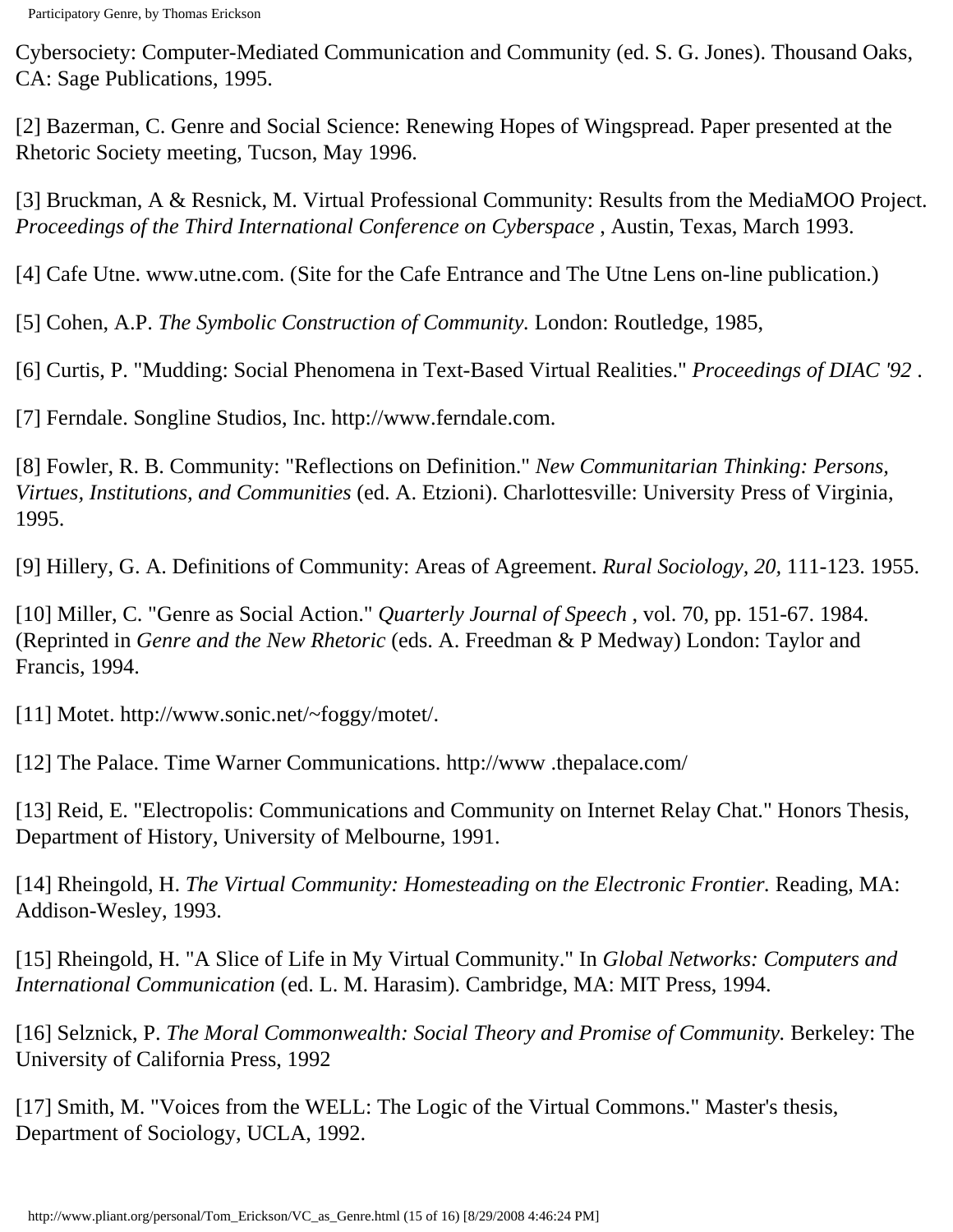Cybersociety: Computer-Mediated Communication and Community (ed. S. G. Jones). Thousand Oaks, CA: Sage Publications, 1995.

[2] Bazerman, C. Genre and Social Science: Renewing Hopes of Wingspread. Paper presented at the Rhetoric Society meeting, Tucson, May 1996.

[3] Bruckman, A & Resnick, M. Virtual Professional Community: Results from the MediaMOO Project. *Proceedings of the Third International Conference on Cyberspace* , Austin, Texas, March 1993.

[4] Cafe Utne. www.utne.com. (Site for the Cafe Entrance and The Utne Lens on-line publication.)

[5] Cohen, A.P. *The Symbolic Construction of Community.* London: Routledge, 1985,

[6] Curtis, P. "Mudding: Social Phenomena in Text-Based Virtual Realities." *Proceedings of DIAC '92* .

[7] Ferndale. Songline Studios, Inc. http://www.ferndale.com.

[8] Fowler, R. B. Community: "Reflections on Definition." *New Communitarian Thinking: Persons, Virtues, Institutions, and Communities* (ed. A. Etzioni). Charlottesville: University Press of Virginia, 1995.

[9] Hillery, G. A. Definitions of Community: Areas of Agreement. *Rural Sociology, 20,* 111-123. 1955.

[10] Miller, C. "Genre as Social Action." *Quarterly Journal of Speech* , vol. 70, pp. 151-67. 1984. (Reprinted in *Genre and the New Rhetoric* (eds. A. Freedman & P Medway) London: Taylor and Francis, 1994.

[11] Motet. http://www.sonic.net/~foggy/motet/.

[12] The Palace. Time Warner Communications. http://www .thepalace.com/

[13] Reid, E. "Electropolis: Communications and Community on Internet Relay Chat." Honors Thesis, Department of History, University of Melbourne, 1991.

[14] Rheingold, H. *The Virtual Community: Homesteading on the Electronic Frontier.* Reading, MA: Addison-Wesley, 1993.

[15] Rheingold, H. "A Slice of Life in My Virtual Community." In *Global Networks: Computers and International Communication* (ed. L. M. Harasim). Cambridge, MA: MIT Press, 1994.

[16] Selznick, P. *The Moral Commonwealth: Social Theory and Promise of Community.* Berkeley: The University of California Press, 1992

[17] Smith, M. "Voices from the WELL: The Logic of the Virtual Commons." Master's thesis, Department of Sociology, UCLA, 1992.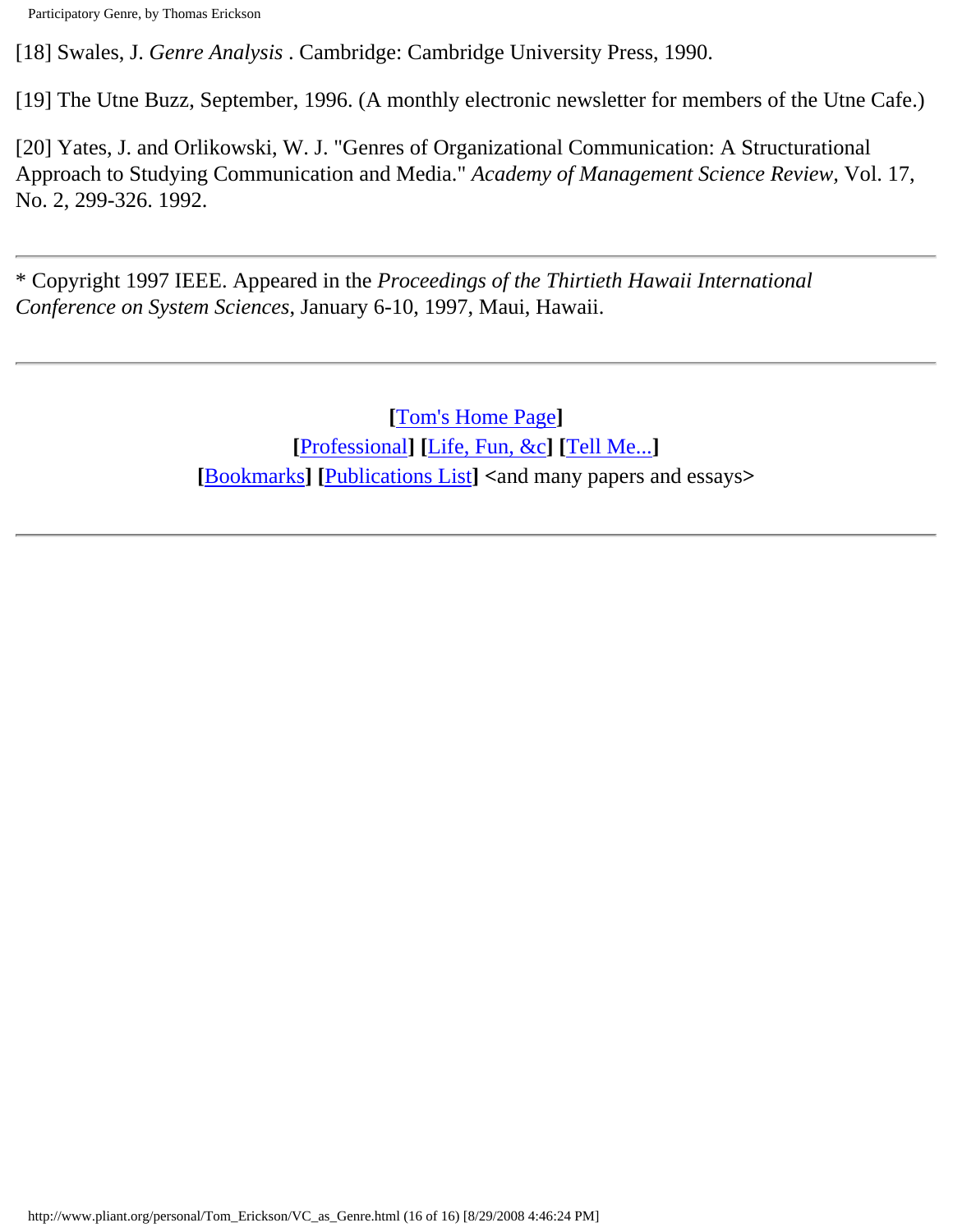[18] Swales, J. *Genre Analysis* . Cambridge: Cambridge University Press, 1990.

[19] The Utne Buzz, September, 1996. (A monthly electronic newsletter for members of the Utne Cafe.)

[20] Yates, J. and Orlikowski, W. J. "Genres of Organizational Communication: A Structurational Approach to Studying Communication and Media." *Academy of Management Science Review*, Vol. 17, No. 2, 299-326. 1992.

---

* Copyright 1997 IEEE. Appeared in the *Proceedings of the Thirtieth Hawaii International Conference on System Sciences*, January 6-10, 1997, Maui, Hawaii.

---

**[**Tom's Home Page**]**
**[**Professional**]** **[**Life, Fun, &c**]** **[**Tell Me...**]**
**[**Bookmarks**]** **[**Publications List**]** **<**and many papers and essays**>**

---